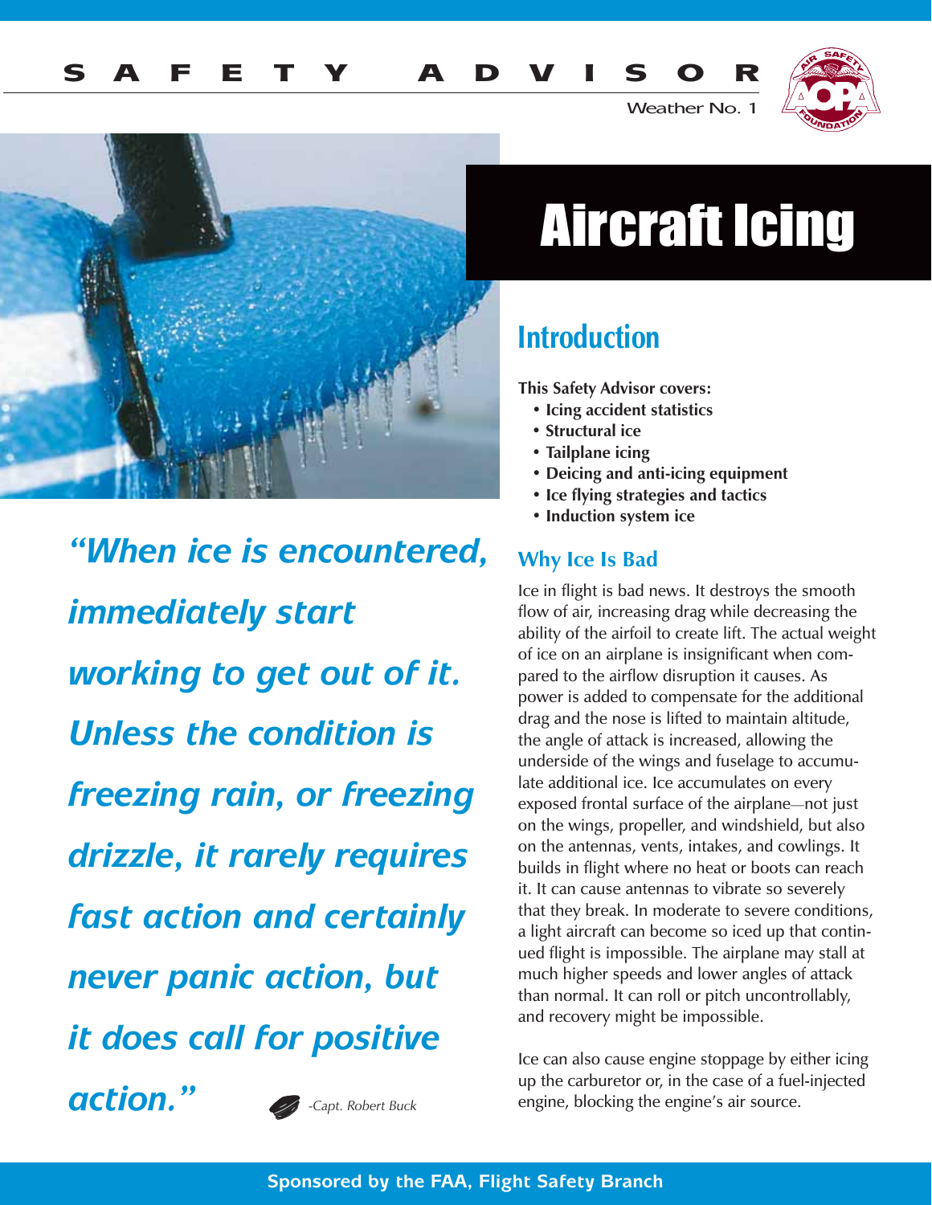SAFETY ADVISOR

Weather No. 1

# Aircraft Icing

## Introduction

**This Safety Advisor covers:**

- **Icing accident statistics**
- **Structural ice**
- **Tailplane icing**
- **Deicing and anti-icing equipment**
- **Ice flying strategies and tactics**
- **Induction system ice**

*"When ice is encountered, immediately start working to get out of it. Unless the condition is freezing rain, or freezing drizzle, it rarely requires fast action and certainly never panic action, but it does call for positive action."*

*-Capt. Robert Buck*

### Why Ice Is Bad

Ice in flight is bad news. It destroys the smooth flow of air, increasing drag while decreasing the ability of the airfoil to create lift. The actual weight of ice on an airplane is insignificant when compared to the airflow disruption it causes. As power is added to compensate for the additional drag and the nose is lifted to maintain altitude, the angle of attack is increased, allowing the underside of the wings and fuselage to accumulate additional ice. Ice accumulates on every exposed frontal surface of the airplane—not just on the wings, propeller, and windshield, but also on the antennas, vents, intakes, and cowlings. It builds in flight where no heat or boots can reach it. It can cause antennas to vibrate so severely that they break. In moderate to severe conditions, a light aircraft can become so iced up that continued flight is impossible. The airplane may stall at much higher speeds and lower angles of attack than normal. It can roll or pitch uncontrollably, and recovery might be impossible.

Ice can also cause engine stoppage by either icing up the carburetor or, in the case of a fuel-injected engine, blocking the engine's air source.

Sponsored by the FAA, Flight Safety Branch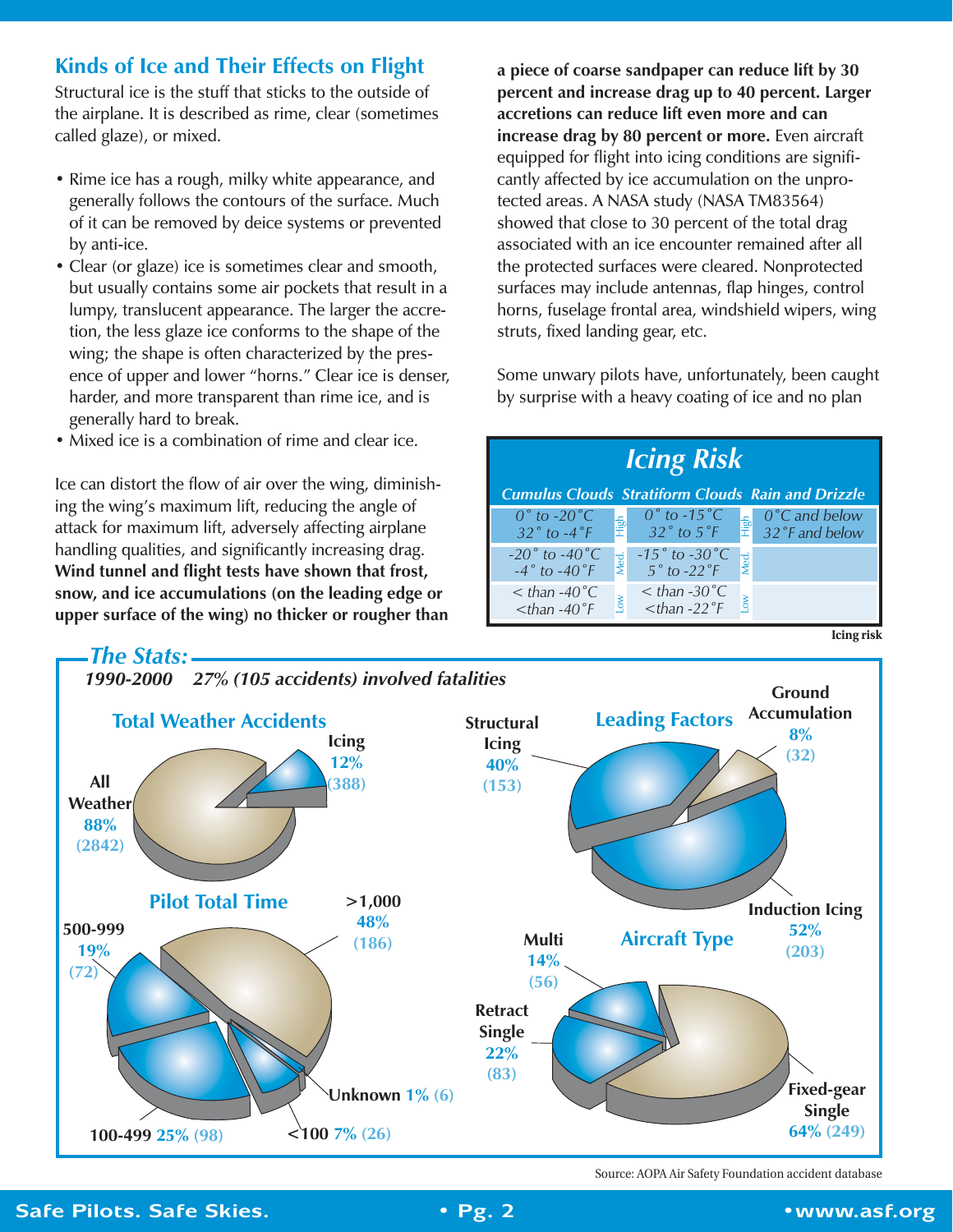## Kinds of Ice and Their Effects on Flight

Structural ice is the stuff that sticks to the outside of the airplane. It is described as rime, clear (sometimes called glaze), or mixed.

- Rime ice has a rough, milky white appearance, and generally follows the contours of the surface. Much of it can be removed by deice systems or prevented by anti-ice.
- Clear (or glaze) ice is sometimes clear and smooth, but usually contains some air pockets that result in a lumpy, translucent appearance. The larger the accretion, the less glaze ice conforms to the shape of the wing; the shape is often characterized by the presence of upper and lower "horns." Clear ice is denser, harder, and more transparent than rime ice, and is generally hard to break.
- Mixed ice is a combination of rime and clear ice.

Ice can distort the flow of air over the wing, diminishing the wing's maximum lift, reducing the angle of attack for maximum lift, adversely affecting airplane handling qualities, and significantly increasing drag. **Wind tunnel and flight tests have shown that frost, snow, and ice accumulations (on the leading edge or upper surface of the wing) no thicker or rougher than a piece of coarse sandpaper can reduce lift by 30 percent and increase drag up to 40 percent. Larger accretions can reduce lift even more and can increase drag by 80 percent or more.** Even aircraft equipped for flight into icing conditions are significantly affected by ice accumulation on the unprotected areas. A NASA study (NASA TM83564) showed that close to 30 percent of the total drag associated with an ice encounter remained after all the protected surfaces were cleared. Nonprotected surfaces may include antennas, flap hinges, control horns, fuselage frontal area, windshield wipers, wing struts, fixed landing gear, etc.

Some unwary pilots have, unfortunately, been caught by surprise with a heavy coating of ice and no plan

### Icing Risk

| | Cumulus Clouds | Stratiform Clouds | Rain and Drizzle |
|---|---|---|---|
| High | 0° to -20°C / 32° to -4°F | 0° to -15°C / 32° to 5°F | 0°C and below / 32°F and below |
| Med. | -20° to -40°C / -4° to -40°F | -15° to -30°C / 5° to -22°F | |
| Low | < than -40°C / <than -40°F | < than -30°C / <than -22°F | |

Icing risk

### The Stats:

*1990-2000 27% (105 accidents) involved fatalities*

**Total Weather Accidents**
- All Weather 88% (2842)
- Icing 12% (388)

**Leading Factors**
- Structural Icing 40% (153)
- Ground Accumulation 8% (32)
- Induction Icing 52% (203)

**Pilot Total Time**
- >1,000 48% (186)
- 500-999 19% (72)
- 100-499 25% (98)
- <100 7% (26)
- Unknown 1% (6)

**Aircraft Type**
- Multi 14% (56)
- Retract Single 22% (83)
- Fixed-gear Single 64% (249)

Source: AOPA Air Safety Foundation accident database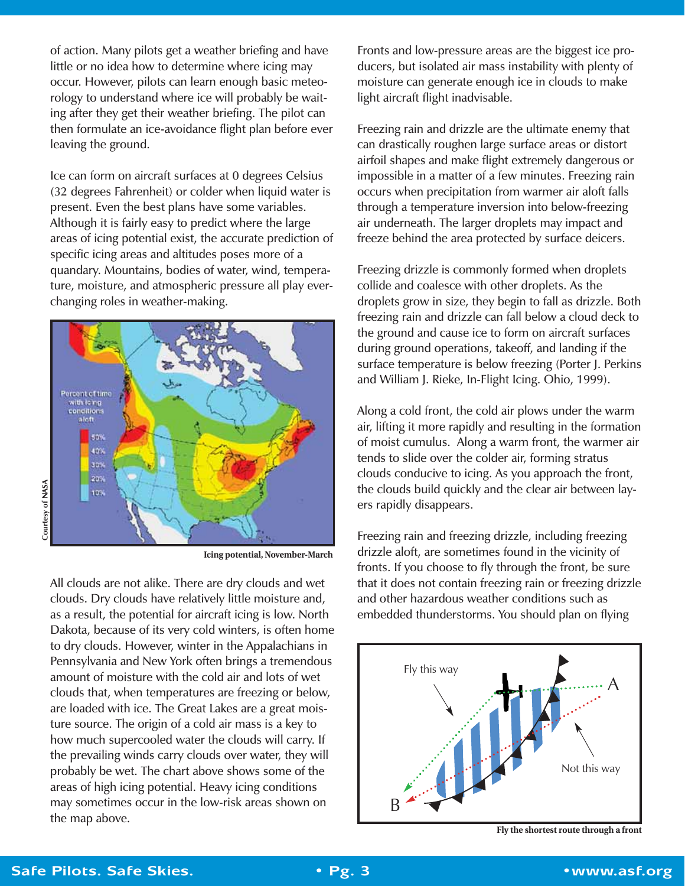of action. Many pilots get a weather briefing and have little or no idea how to determine where icing may occur. However, pilots can learn enough basic meteorology to understand where ice will probably be waiting after they get their weather briefing. The pilot can then formulate an ice-avoidance flight plan before ever leaving the ground.

Ice can form on aircraft surfaces at 0 degrees Celsius (32 degrees Fahrenheit) or colder when liquid water is present. Even the best plans have some variables. Although it is fairly easy to predict where the large areas of icing potential exist, the accurate prediction of specific icing areas and altitudes poses more of a quandary. Mountains, bodies of water, wind, temperature, moisture, and atmospheric pressure all play ever-changing roles in weather-making.

Courtesy of NASA

**Icing potential, November-March**

All clouds are not alike. There are dry clouds and wet clouds. Dry clouds have relatively little moisture and, as a result, the potential for aircraft icing is low. North Dakota, because of its very cold winters, is often home to dry clouds. However, winter in the Appalachians in Pennsylvania and New York often brings a tremendous amount of moisture with the cold air and lots of wet clouds that, when temperatures are freezing or below, are loaded with ice. The Great Lakes are a great moisture source. The origin of a cold air mass is a key to how much supercooled water the clouds will carry. If the prevailing winds carry clouds over water, they will probably be wet. The chart above shows some of the areas of high icing potential. Heavy icing conditions may sometimes occur in the low-risk areas shown on the map above.

Fronts and low-pressure areas are the biggest ice producers, but isolated air mass instability with plenty of moisture can generate enough ice in clouds to make light aircraft flight inadvisable.

Freezing rain and drizzle are the ultimate enemy that can drastically roughen large surface areas or distort airfoil shapes and make flight extremely dangerous or impossible in a matter of a few minutes. Freezing rain occurs when precipitation from warmer air aloft falls through a temperature inversion into below-freezing air underneath. The larger droplets may impact and freeze behind the area protected by surface deicers.

Freezing drizzle is commonly formed when droplets collide and coalesce with other droplets. As the droplets grow in size, they begin to fall as drizzle. Both freezing rain and drizzle can fall below a cloud deck to the ground and cause ice to form on aircraft surfaces during ground operations, takeoff, and landing if the surface temperature is below freezing (Porter J. Perkins and William J. Rieke, In-Flight Icing. Ohio, 1999).

Along a cold front, the cold air plows under the warm air, lifting it more rapidly and resulting in the formation of moist cumulus. Along a warm front, the warmer air tends to slide over the colder air, forming stratus clouds conducive to icing. As you approach the front, the clouds build quickly and the clear air between layers rapidly disappears.

Freezing rain and freezing drizzle, including freezing drizzle aloft, are sometimes found in the vicinity of fronts. If you choose to fly through the front, be sure that it does not contain freezing rain or freezing drizzle and other hazardous weather conditions such as embedded thunderstorms. You should plan on flying

**Fly the shortest route through a front**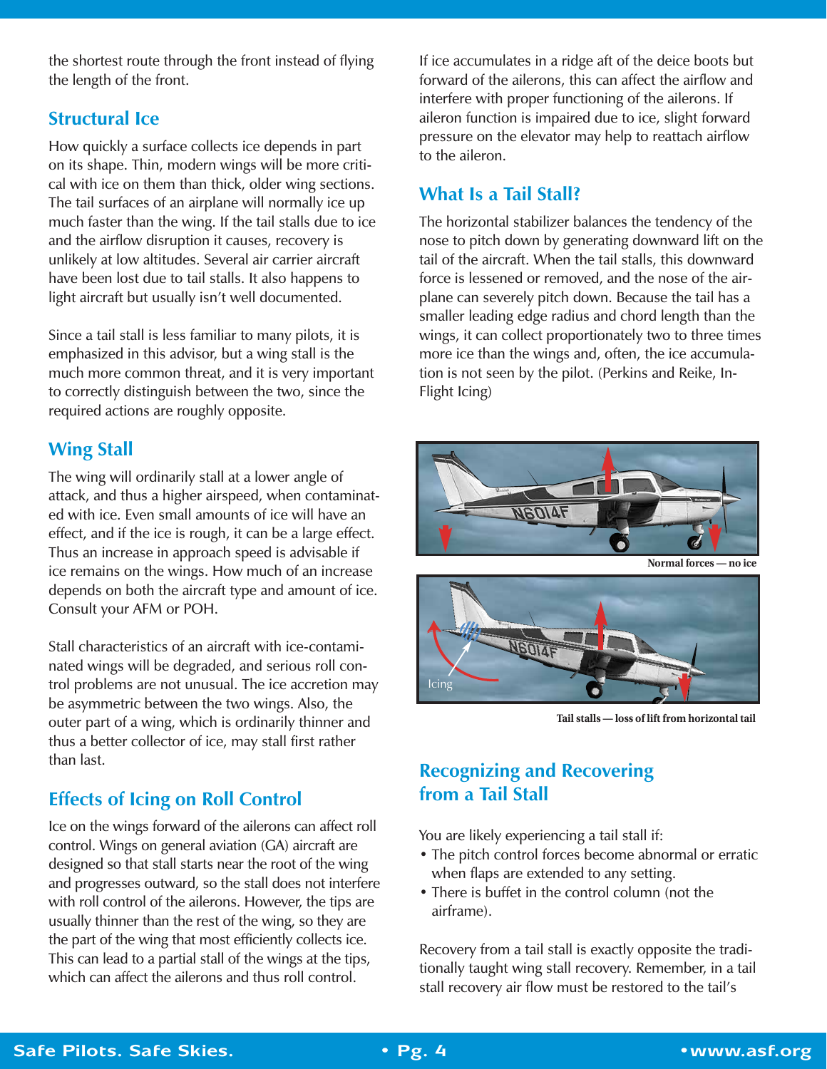the shortest route through the front instead of flying the length of the front.

## Structural Ice

How quickly a surface collects ice depends in part on its shape. Thin, modern wings will be more critical with ice on them than thick, older wing sections. The tail surfaces of an airplane will normally ice up much faster than the wing. If the tail stalls due to ice and the airflow disruption it causes, recovery is unlikely at low altitudes. Several air carrier aircraft have been lost due to tail stalls. It also happens to light aircraft but usually isn't well documented.

Since a tail stall is less familiar to many pilots, it is emphasized in this advisor, but a wing stall is the much more common threat, and it is very important to correctly distinguish between the two, since the required actions are roughly opposite.

## Wing Stall

The wing will ordinarily stall at a lower angle of attack, and thus a higher airspeed, when contaminated with ice. Even small amounts of ice will have an effect, and if the ice is rough, it can be a large effect. Thus an increase in approach speed is advisable if ice remains on the wings. How much of an increase depends on both the aircraft type and amount of ice. Consult your AFM or POH.

Stall characteristics of an aircraft with ice-contaminated wings will be degraded, and serious roll control problems are not unusual. The ice accretion may be asymmetric between the two wings. Also, the outer part of a wing, which is ordinarily thinner and thus a better collector of ice, may stall first rather than last.

## Effects of Icing on Roll Control

Ice on the wings forward of the ailerons can affect roll control. Wings on general aviation (GA) aircraft are designed so that stall starts near the root of the wing and progresses outward, so the stall does not interfere with roll control of the ailerons. However, the tips are usually thinner than the rest of the wing, so they are the part of the wing that most efficiently collects ice. This can lead to a partial stall of the wings at the tips, which can affect the ailerons and thus roll control.

If ice accumulates in a ridge aft of the deice boots but forward of the ailerons, this can affect the airflow and interfere with proper functioning of the ailerons. If aileron function is impaired due to ice, slight forward pressure on the elevator may help to reattach airflow to the aileron.

## What Is a Tail Stall?

The horizontal stabilizer balances the tendency of the nose to pitch down by generating downward lift on the tail of the aircraft. When the tail stalls, this downward force is lessened or removed, and the nose of the airplane can severely pitch down. Because the tail has a smaller leading edge radius and chord length than the wings, it can collect proportionately two to three times more ice than the wings and, often, the ice accumulation is not seen by the pilot. (Perkins and Reike, In-Flight Icing)

Normal forces — no ice

Tail stalls — loss of lift from horizontal tail

## Recognizing and Recovering from a Tail Stall

You are likely experiencing a tail stall if:

- The pitch control forces become abnormal or erratic when flaps are extended to any setting.
- There is buffet in the control column (not the airframe).

Recovery from a tail stall is exactly opposite the traditionally taught wing stall recovery. Remember, in a tail stall recovery air flow must be restored to the tail's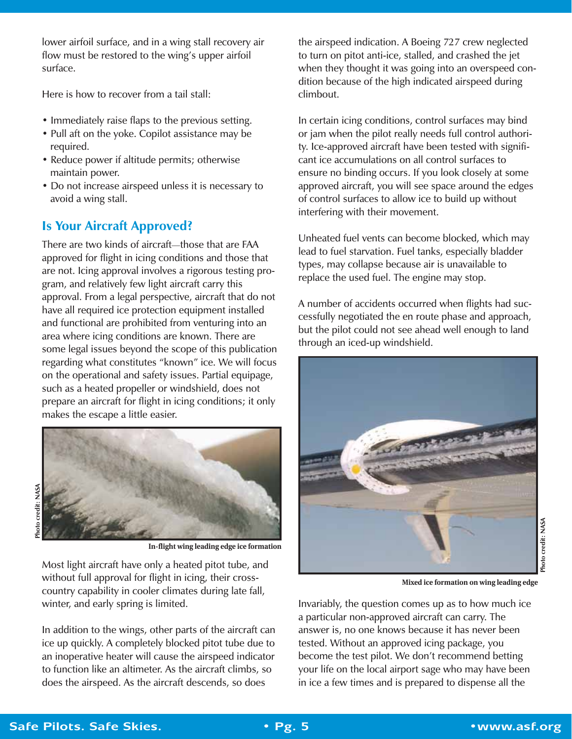lower airfoil surface, and in a wing stall recovery air flow must be restored to the wing's upper airfoil surface.

Here is how to recover from a tail stall:

- Immediately raise flaps to the previous setting.
- Pull aft on the yoke. Copilot assistance may be required.
- Reduce power if altitude permits; otherwise maintain power.
- Do not increase airspeed unless it is necessary to avoid a wing stall.

## Is Your Aircraft Approved?

There are two kinds of aircraft—those that are FAA approved for flight in icing conditions and those that are not. Icing approval involves a rigorous testing program, and relatively few light aircraft carry this approval. From a legal perspective, aircraft that do not have all required ice protection equipment installed and functional are prohibited from venturing into an area where icing conditions are known. There are some legal issues beyond the scope of this publication regarding what constitutes "known" ice. We will focus on the operational and safety issues. Partial equipage, such as a heated propeller or windshield, does not prepare an aircraft for flight in icing conditions; it only makes the escape a little easier.

Photo credit: NASA

In-flight wing leading edge ice formation

Most light aircraft have only a heated pitot tube, and without full approval for flight in icing, their cross-country capability in cooler climates during late fall, winter, and early spring is limited.

In addition to the wings, other parts of the aircraft can ice up quickly. A completely blocked pitot tube due to an inoperative heater will cause the airspeed indicator to function like an altimeter. As the aircraft climbs, so does the airspeed. As the aircraft descends, so does the airspeed indication. A Boeing 727 crew neglected to turn on pitot anti-ice, stalled, and crashed the jet when they thought it was going into an overspeed condition because of the high indicated airspeed during climbout.

In certain icing conditions, control surfaces may bind or jam when the pilot really needs full control authority. Ice-approved aircraft have been tested with significant ice accumulations on all control surfaces to ensure no binding occurs. If you look closely at some approved aircraft, you will see space around the edges of control surfaces to allow ice to build up without interfering with their movement.

Unheated fuel vents can become blocked, which may lead to fuel starvation. Fuel tanks, especially bladder types, may collapse because air is unavailable to replace the used fuel. The engine may stop.

A number of accidents occurred when flights had successfully negotiated the en route phase and approach, but the pilot could not see ahead well enough to land through an iced-up windshield.

Photo credit: NASA

Mixed ice formation on wing leading edge

Invariably, the question comes up as to how much ice a particular non-approved aircraft can carry. The answer is, no one knows because it has never been tested. Without an approved icing package, you become the test pilot. We don't recommend betting your life on the local airport sage who may have been in ice a few times and is prepared to dispense all the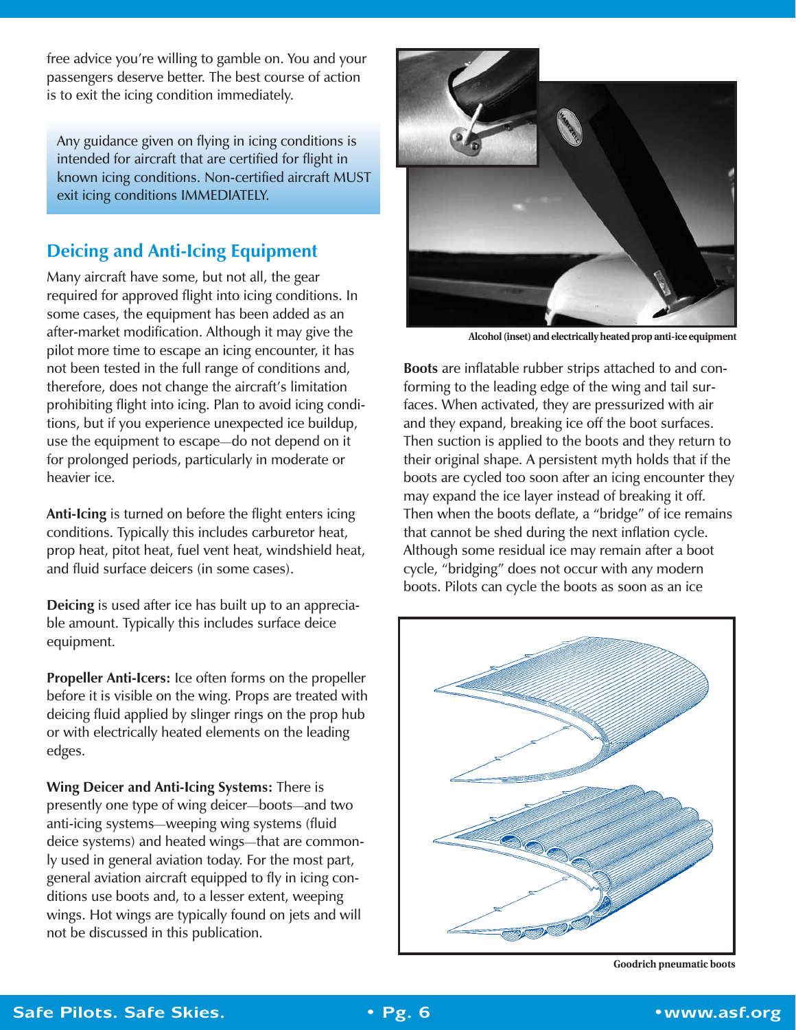free advice you're willing to gamble on. You and your passengers deserve better. The best course of action is to exit the icing condition immediately.

> Any guidance given on flying in icing conditions is intended for aircraft that are certified for flight in known icing conditions. Non-certified aircraft MUST exit icing conditions IMMEDIATELY.

## Deicing and Anti-Icing Equipment

Many aircraft have some, but not all, the gear required for approved flight into icing conditions. In some cases, the equipment has been added as an after-market modification. Although it may give the pilot more time to escape an icing encounter, it has not been tested in the full range of conditions and, therefore, does not change the aircraft's limitation prohibiting flight into icing. Plan to avoid icing conditions, but if you experience unexpected ice buildup, use the equipment to escape—do not depend on it for prolonged periods, particularly in moderate or heavier ice.

**Anti-Icing** is turned on before the flight enters icing conditions. Typically this includes carburetor heat, prop heat, pitot heat, fuel vent heat, windshield heat, and fluid surface deicers (in some cases).

**Deicing** is used after ice has built up to an appreciable amount. Typically this includes surface deice equipment.

**Propeller Anti-Icers:** Ice often forms on the propeller before it is visible on the wing. Props are treated with deicing fluid applied by slinger rings on the prop hub or with electrically heated elements on the leading edges.

**Wing Deicer and Anti-Icing Systems:** There is presently one type of wing deicer—boots—and two anti-icing systems—weeping wing systems (fluid deice systems) and heated wings—that are commonly used in general aviation today. For the most part, general aviation aircraft equipped to fly in icing conditions use boots and, to a lesser extent, weeping wings. Hot wings are typically found on jets and will not be discussed in this publication.

Alcohol (inset) and electrically heated prop anti-ice equipment

**Boots** are inflatable rubber strips attached to and conforming to the leading edge of the wing and tail surfaces. When activated, they are pressurized with air and they expand, breaking ice off the boot surfaces. Then suction is applied to the boots and they return to their original shape. A persistent myth holds that if the boots are cycled too soon after an icing encounter they may expand the ice layer instead of breaking it off. Then when the boots deflate, a "bridge" of ice remains that cannot be shed during the next inflation cycle. Although some residual ice may remain after a boot cycle, "bridging" does not occur with any modern boots. Pilots can cycle the boots as soon as an ice

Goodrich pneumatic boots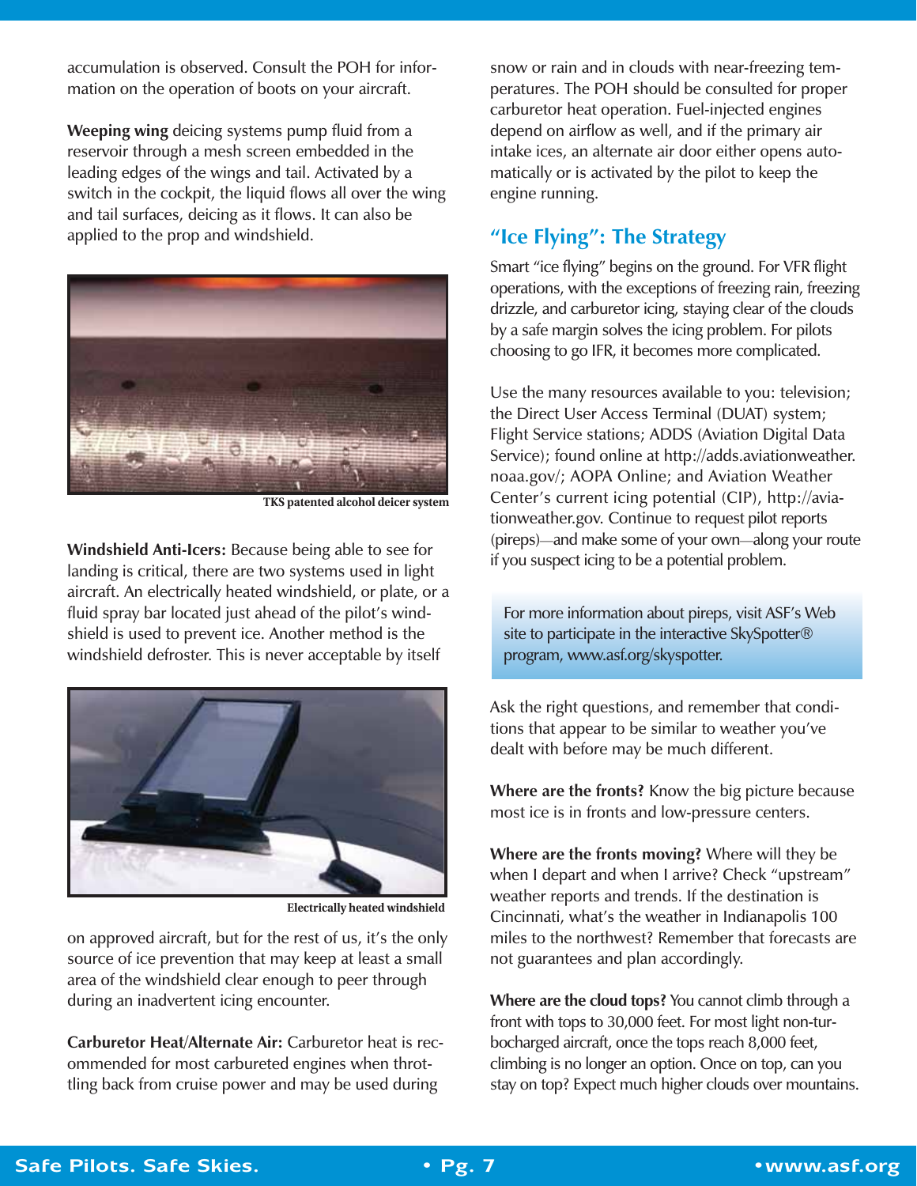accumulation is observed. Consult the POH for information on the operation of boots on your aircraft.

**Weeping wing** deicing systems pump fluid from a reservoir through a mesh screen embedded in the leading edges of the wings and tail. Activated by a switch in the cockpit, the liquid flows all over the wing and tail surfaces, deicing as it flows. It can also be applied to the prop and windshield.

TKS patented alcohol deicer system

**Windshield Anti-Icers:** Because being able to see for landing is critical, there are two systems used in light aircraft. An electrically heated windshield, or plate, or a fluid spray bar located just ahead of the pilot's windshield is used to prevent ice. Another method is the windshield defroster. This is never acceptable by itself on approved aircraft, but for the rest of us, it's the only source of ice prevention that may keep at least a small area of the windshield clear enough to peer through during an inadvertent icing encounter.

Electrically heated windshield

**Carburetor Heat/Alternate Air:** Carburetor heat is recommended for most carbureted engines when throttling back from cruise power and may be used during snow or rain and in clouds with near-freezing temperatures. The POH should be consulted for proper carburetor heat operation. Fuel-injected engines depend on airflow as well, and if the primary air intake ices, an alternate air door either opens automatically or is activated by the pilot to keep the engine running.

## "Ice Flying": The Strategy

Smart "ice flying" begins on the ground. For VFR flight operations, with the exceptions of freezing rain, freezing drizzle, and carburetor icing, staying clear of the clouds by a safe margin solves the icing problem. For pilots choosing to go IFR, it becomes more complicated.

Use the many resources available to you: television; the Direct User Access Terminal (DUAT) system; Flight Service stations; ADDS (Aviation Digital Data Service); found online at http://adds.aviationweather.noaa.gov/; AOPA Online; and Aviation Weather Center's current icing potential (CIP), http://aviationweather.gov. Continue to request pilot reports (pireps)—and make some of your own—along your route if you suspect icing to be a potential problem.

For more information about pireps, visit ASF's Web site to participate in the interactive SkySpotter® program, www.asf.org/skyspotter.

Ask the right questions, and remember that conditions that appear to be similar to weather you've dealt with before may be much different.

**Where are the fronts?** Know the big picture because most ice is in fronts and low-pressure centers.

**Where are the fronts moving?** Where will they be when I depart and when I arrive? Check "upstream" weather reports and trends. If the destination is Cincinnati, what's the weather in Indianapolis 100 miles to the northwest? Remember that forecasts are not guarantees and plan accordingly.

**Where are the cloud tops?** You cannot climb through a front with tops to 30,000 feet. For most light non-turbocharged aircraft, once the tops reach 8,000 feet, climbing is no longer an option. Once on top, can you stay on top? Expect much higher clouds over mountains.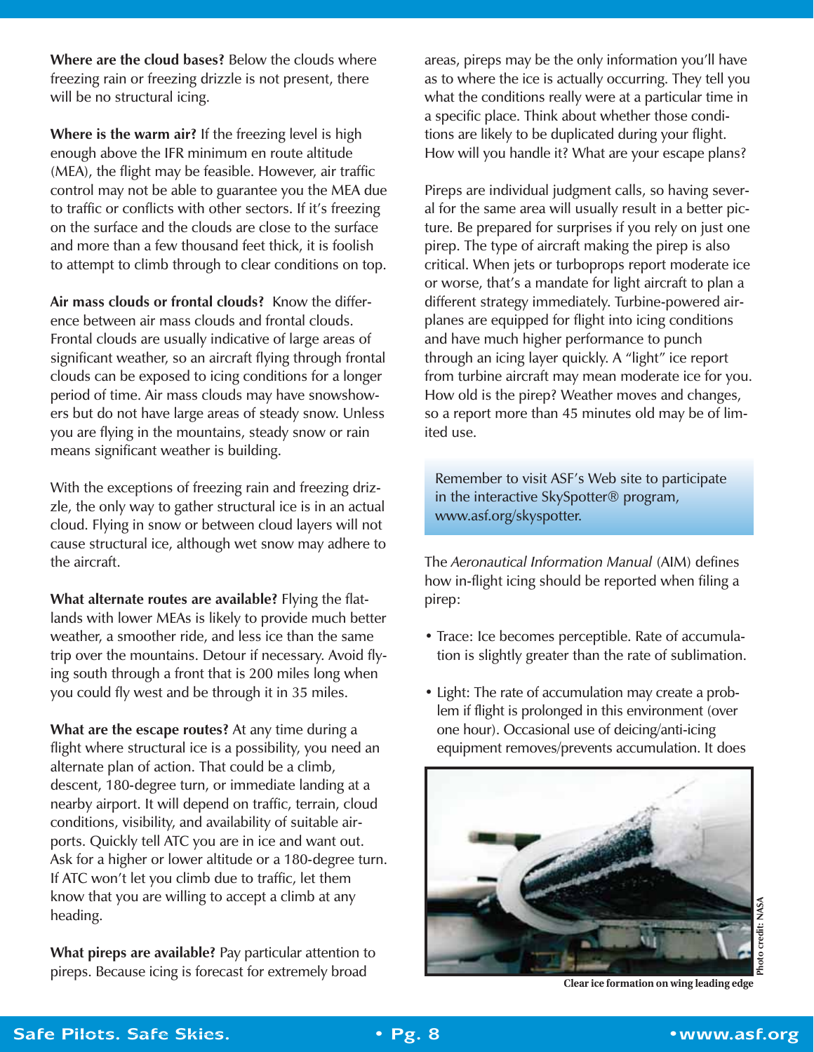**Where are the cloud bases?** Below the clouds where freezing rain or freezing drizzle is not present, there will be no structural icing.

**Where is the warm air?** If the freezing level is high enough above the IFR minimum en route altitude (MEA), the flight may be feasible. However, air traffic control may not be able to guarantee you the MEA due to traffic or conflicts with other sectors. If it's freezing on the surface and the clouds are close to the surface and more than a few thousand feet thick, it is foolish to attempt to climb through to clear conditions on top.

**Air mass clouds or frontal clouds?** Know the difference between air mass clouds and frontal clouds. Frontal clouds are usually indicative of large areas of significant weather, so an aircraft flying through frontal clouds can be exposed to icing conditions for a longer period of time. Air mass clouds may have snowshowers but do not have large areas of steady snow. Unless you are flying in the mountains, steady snow or rain means significant weather is building.

With the exceptions of freezing rain and freezing drizzle, the only way to gather structural ice is in an actual cloud. Flying in snow or between cloud layers will not cause structural ice, although wet snow may adhere to the aircraft.

**What alternate routes are available?** Flying the flatlands with lower MEAs is likely to provide much better weather, a smoother ride, and less ice than the same trip over the mountains. Detour if necessary. Avoid flying south through a front that is 200 miles long when you could fly west and be through it in 35 miles.

**What are the escape routes?** At any time during a flight where structural ice is a possibility, you need an alternate plan of action. That could be a climb, descent, 180-degree turn, or immediate landing at a nearby airport. It will depend on traffic, terrain, cloud conditions, visibility, and availability of suitable airports. Quickly tell ATC you are in ice and want out. Ask for a higher or lower altitude or a 180-degree turn. If ATC won't let you climb due to traffic, let them know that you are willing to accept a climb at any heading.

**What pireps are available?** Pay particular attention to pireps. Because icing is forecast for extremely broad areas, pireps may be the only information you'll have as to where the ice is actually occurring. They tell you what the conditions really were at a particular time in a specific place. Think about whether those conditions are likely to be duplicated during your flight. How will you handle it? What are your escape plans?

Pireps are individual judgment calls, so having several for the same area will usually result in a better picture. Be prepared for surprises if you rely on just one pirep. The type of aircraft making the pirep is also critical. When jets or turboprops report moderate ice or worse, that's a mandate for light aircraft to plan a different strategy immediately. Turbine-powered airplanes are equipped for flight into icing conditions and have much higher performance to punch through an icing layer quickly. A "light" ice report from turbine aircraft may mean moderate ice for you. How old is the pirep? Weather moves and changes, so a report more than 45 minutes old may be of limited use.

> Remember to visit ASF's Web site to participate in the interactive SkySpotter® program, www.asf.org/skyspotter.

The *Aeronautical Information Manual* (AIM) defines how in-flight icing should be reported when filing a pirep:

- Trace: Ice becomes perceptible. Rate of accumulation is slightly greater than the rate of sublimation.
- Light: The rate of accumulation may create a problem if flight is prolonged in this environment (over one hour). Occasional use of deicing/anti-icing equipment removes/prevents accumulation. It does

Photo credit: NASA

Clear ice formation on wing leading edge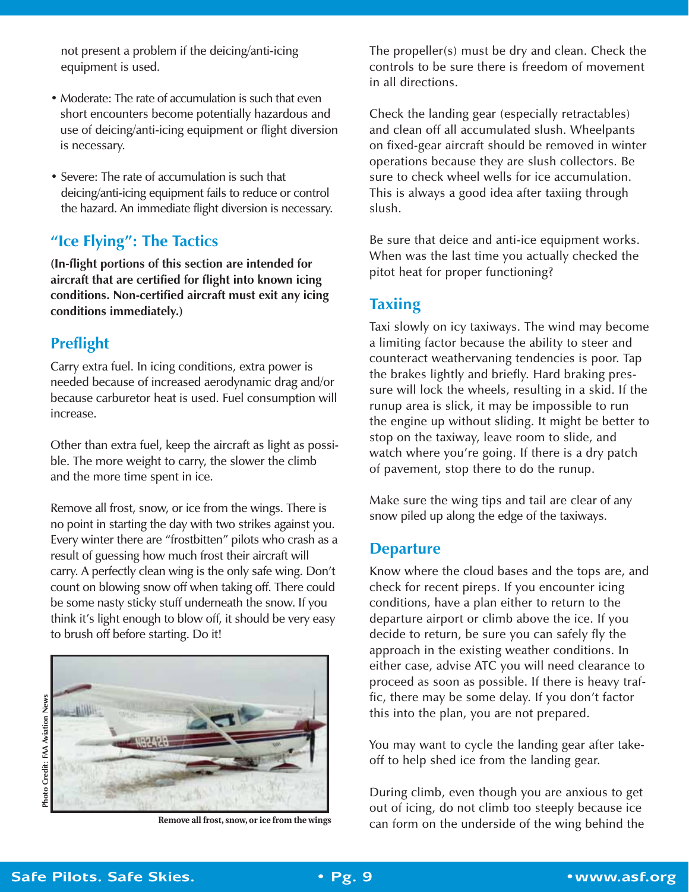not present a problem if the deicing/anti-icing equipment is used.

- Moderate: The rate of accumulation is such that even short encounters become potentially hazardous and use of deicing/anti-icing equipment or flight diversion is necessary.

- Severe: The rate of accumulation is such that deicing/anti-icing equipment fails to reduce or control the hazard. An immediate flight diversion is necessary.

## "Ice Flying": The Tactics

**(In-flight portions of this section are intended for aircraft that are certified for flight into known icing conditions. Non-certified aircraft must exit any icing conditions immediately.)**

### Preflight

Carry extra fuel. In icing conditions, extra power is needed because of increased aerodynamic drag and/or because carburetor heat is used. Fuel consumption will increase.

Other than extra fuel, keep the aircraft as light as possible. The more weight to carry, the slower the climb and the more time spent in ice.

Remove all frost, snow, or ice from the wings. There is no point in starting the day with two strikes against you. Every winter there are "frostbitten" pilots who crash as a result of guessing how much frost their aircraft will carry. A perfectly clean wing is the only safe wing. Don't count on blowing snow off when taking off. There could be some nasty sticky stuff underneath the snow. If you think it's light enough to blow off, it should be very easy to brush off before starting. Do it!

Photo Credit: FAA Aviation News

Remove all frost, snow, or ice from the wings

The propeller(s) must be dry and clean. Check the controls to be sure there is freedom of movement in all directions.

Check the landing gear (especially retractables) and clean off all accumulated slush. Wheelpants on fixed-gear aircraft should be removed in winter operations because they are slush collectors. Be sure to check wheel wells for ice accumulation. This is always a good idea after taxiing through slush.

Be sure that deice and anti-ice equipment works. When was the last time you actually checked the pitot heat for proper functioning?

### Taxiing

Taxi slowly on icy taxiways. The wind may become a limiting factor because the ability to steer and counteract weathervaning tendencies is poor. Tap the brakes lightly and briefly. Hard braking pressure will lock the wheels, resulting in a skid. If the runup area is slick, it may be impossible to run the engine up without sliding. It might be better to stop on the taxiway, leave room to slide, and watch where you're going. If there is a dry patch of pavement, stop there to do the runup.

Make sure the wing tips and tail are clear of any snow piled up along the edge of the taxiways.

### Departure

Know where the cloud bases and the tops are, and check for recent pireps. If you encounter icing conditions, have a plan either to return to the departure airport or climb above the ice. If you decide to return, be sure you can safely fly the approach in the existing weather conditions. In either case, advise ATC you will need clearance to proceed as soon as possible. If there is heavy traffic, there may be some delay. If you don't factor this into the plan, you are not prepared.

You may want to cycle the landing gear after takeoff to help shed ice from the landing gear.

During climb, even though you are anxious to get out of icing, do not climb too steeply because ice can form on the underside of the wing behind the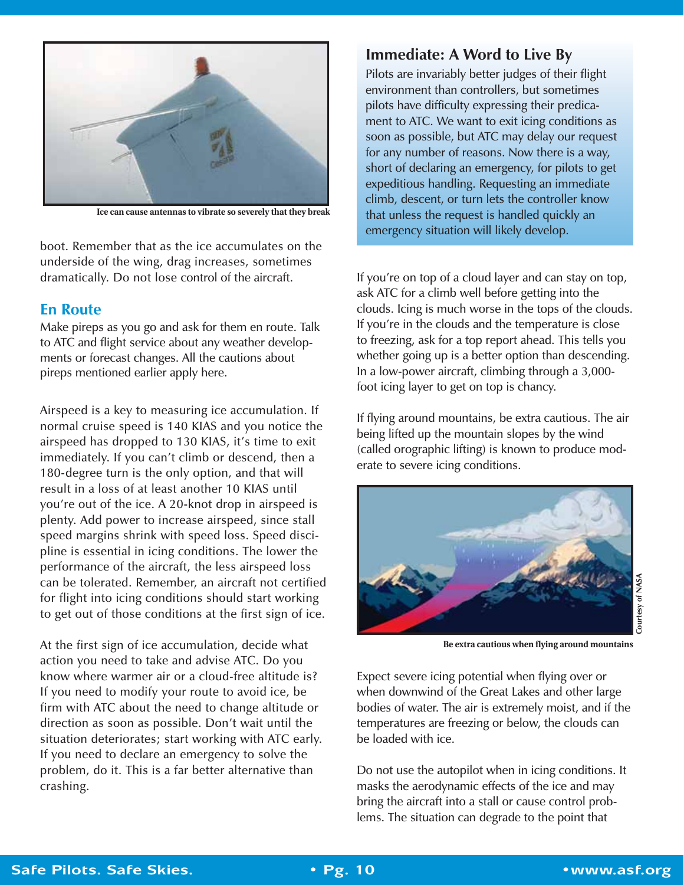Ice can cause antennas to vibrate so severely that they break

boot. Remember that as the ice accumulates on the underside of the wing, drag increases, sometimes dramatically. Do not lose control of the aircraft.

## En Route

Make pireps as you go and ask for them en route. Talk to ATC and flight service about any weather developments or forecast changes. All the cautions about pireps mentioned earlier apply here.

Airspeed is a key to measuring ice accumulation. If normal cruise speed is 140 KIAS and you notice the airspeed has dropped to 130 KIAS, it's time to exit immediately. If you can't climb or descend, then a 180-degree turn is the only option, and that will result in a loss of at least another 10 KIAS until you're out of the ice. A 20-knot drop in airspeed is plenty. Add power to increase airspeed, since stall speed margins shrink with speed loss. Speed discipline is essential in icing conditions. The lower the performance of the aircraft, the less airspeed loss can be tolerated. Remember, an aircraft not certified for flight into icing conditions should start working to get out of those conditions at the first sign of ice.

At the first sign of ice accumulation, decide what action you need to take and advise ATC. Do you know where warmer air or a cloud-free altitude is? If you need to modify your route to avoid ice, be firm with ATC about the need to change altitude or direction as soon as possible. Don't wait until the situation deteriorates; start working with ATC early. If you need to declare an emergency to solve the problem, do it. This is a far better alternative than crashing.

### Immediate: A Word to Live By

Pilots are invariably better judges of their flight environment than controllers, but sometimes pilots have difficulty expressing their predicament to ATC. We want to exit icing conditions as soon as possible, but ATC may delay our request for any number of reasons. Now there is a way, short of declaring an emergency, for pilots to get expeditious handling. Requesting an immediate climb, descent, or turn lets the controller know that unless the request is handled quickly an emergency situation will likely develop.

If you're on top of a cloud layer and can stay on top, ask ATC for a climb well before getting into the clouds. Icing is much worse in the tops of the clouds. If you're in the clouds and the temperature is close to freezing, ask for a top report ahead. This tells you whether going up is a better option than descending. In a low-power aircraft, climbing through a 3,000-foot icing layer to get on top is chancy.

If flying around mountains, be extra cautious. The air being lifted up the mountain slopes by the wind (called orographic lifting) is known to produce moderate to severe icing conditions.

Courtesy of NASA

Be extra cautious when flying around mountains

Expect severe icing potential when flying over or when downwind of the Great Lakes and other large bodies of water. The air is extremely moist, and if the temperatures are freezing or below, the clouds can be loaded with ice.

Do not use the autopilot when in icing conditions. It masks the aerodynamic effects of the ice and may bring the aircraft into a stall or cause control problems. The situation can degrade to the point that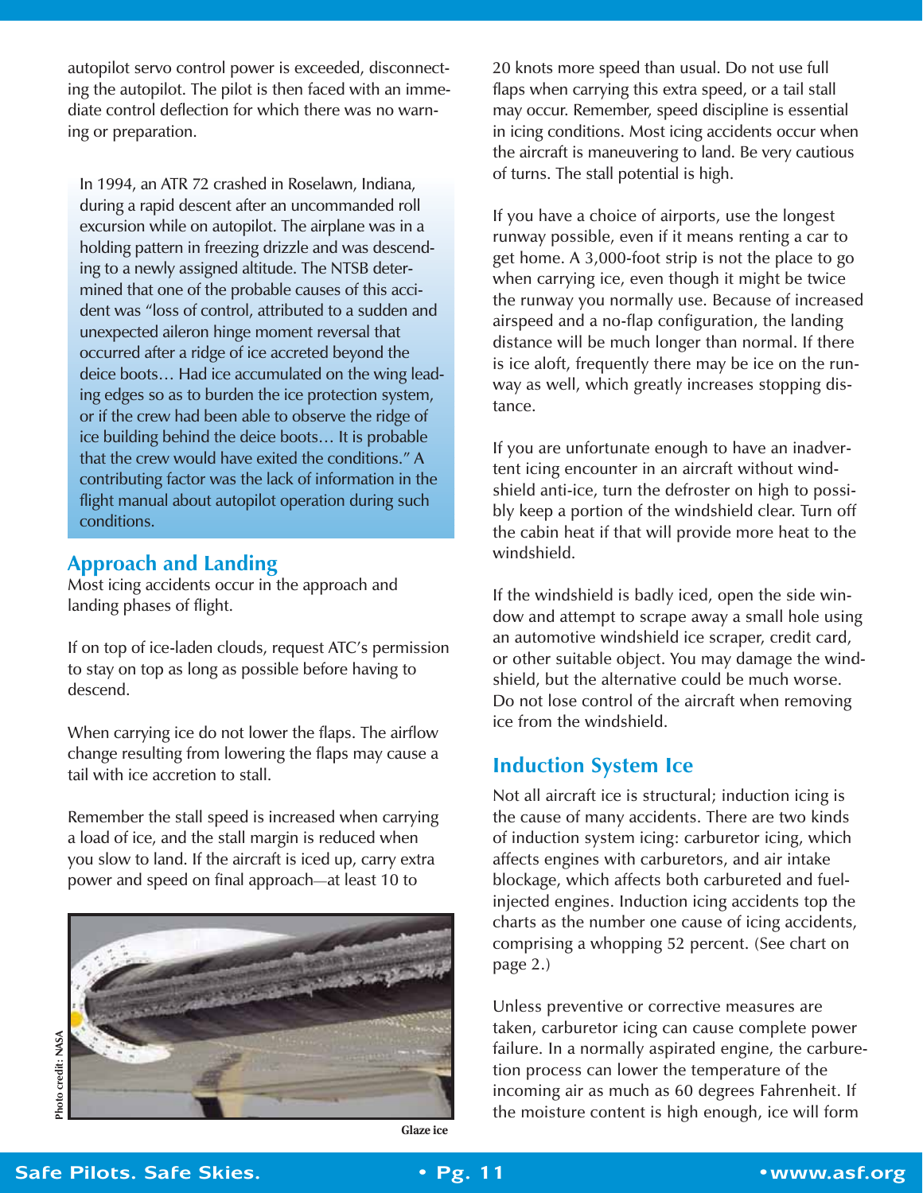autopilot servo control power is exceeded, disconnecting the autopilot. The pilot is then faced with an immediate control deflection for which there was no warning or preparation.

> In 1994, an ATR 72 crashed in Roselawn, Indiana, during a rapid descent after an uncommanded roll excursion while on autopilot. The airplane was in a holding pattern in freezing drizzle and was descending to a newly assigned altitude. The NTSB determined that one of the probable causes of this accident was "loss of control, attributed to a sudden and unexpected aileron hinge moment reversal that occurred after a ridge of ice accreted beyond the deice boots… Had ice accumulated on the wing leading edges so as to burden the ice protection system, or if the crew had been able to observe the ridge of ice building behind the deice boots… It is probable that the crew would have exited the conditions." A contributing factor was the lack of information in the flight manual about autopilot operation during such conditions.

## Approach and Landing

Most icing accidents occur in the approach and landing phases of flight.

If on top of ice-laden clouds, request ATC's permission to stay on top as long as possible before having to descend.

When carrying ice do not lower the flaps. The airflow change resulting from lowering the flaps may cause a tail with ice accretion to stall.

Remember the stall speed is increased when carrying a load of ice, and the stall margin is reduced when you slow to land. If the aircraft is iced up, carry extra power and speed on final approach—at least 10 to 20 knots more speed than usual. Do not use full flaps when carrying this extra speed, or a tail stall may occur. Remember, speed discipline is essential in icing conditions. Most icing accidents occur when the aircraft is maneuvering to land. Be very cautious of turns. The stall potential is high.

Photo credit: NASA

Glaze ice

If you have a choice of airports, use the longest runway possible, even if it means renting a car to get home. A 3,000-foot strip is not the place to go when carrying ice, even though it might be twice the runway you normally use. Because of increased airspeed and a no-flap configuration, the landing distance will be much longer than normal. If there is ice aloft, frequently there may be ice on the runway as well, which greatly increases stopping distance.

If you are unfortunate enough to have an inadvertent icing encounter in an aircraft without windshield anti-ice, turn the defroster on high to possibly keep a portion of the windshield clear. Turn off the cabin heat if that will provide more heat to the windshield.

If the windshield is badly iced, open the side window and attempt to scrape away a small hole using an automotive windshield ice scraper, credit card, or other suitable object. You may damage the windshield, but the alternative could be much worse. Do not lose control of the aircraft when removing ice from the windshield.

## Induction System Ice

Not all aircraft ice is structural; induction icing is the cause of many accidents. There are two kinds of induction system icing: carburetor icing, which affects engines with carburetors, and air intake blockage, which affects both carbureted and fuel-injected engines. Induction icing accidents top the charts as the number one cause of icing accidents, comprising a whopping 52 percent. (See chart on page 2.)

Unless preventive or corrective measures are taken, carburetor icing can cause complete power failure. In a normally aspirated engine, the carburetion process can lower the temperature of the incoming air as much as 60 degrees Fahrenheit. If the moisture content is high enough, ice will form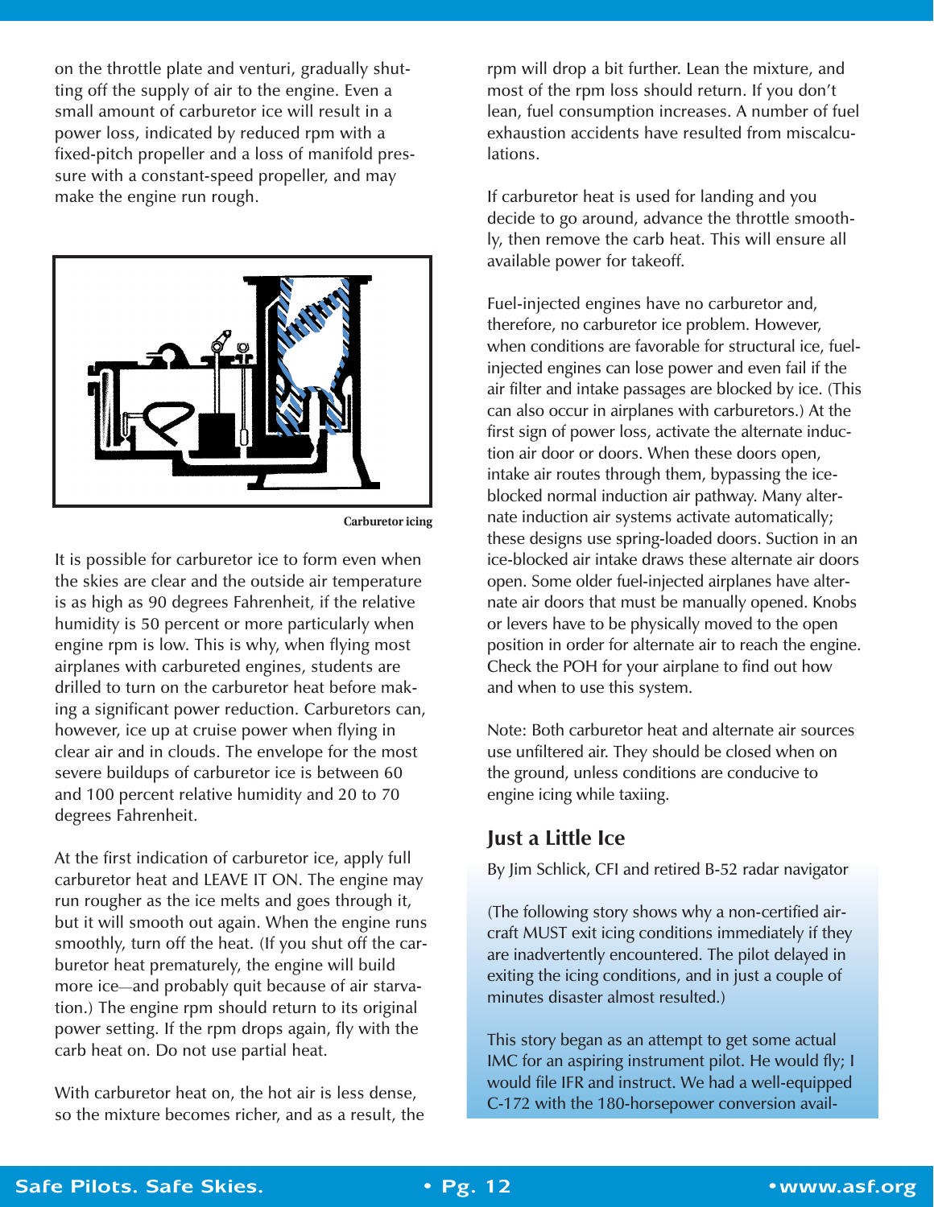on the throttle plate and venturi, gradually shutting off the supply of air to the engine. Even a small amount of carburetor ice will result in a power loss, indicated by reduced rpm with a fixed-pitch propeller and a loss of manifold pressure with a constant-speed propeller, and may make the engine run rough.

Carburetor icing

It is possible for carburetor ice to form even when the skies are clear and the outside air temperature is as high as 90 degrees Fahrenheit, if the relative humidity is 50 percent or more particularly when engine rpm is low. This is why, when flying most airplanes with carbureted engines, students are drilled to turn on the carburetor heat before making a significant power reduction. Carburetors can, however, ice up at cruise power when flying in clear air and in clouds. The envelope for the most severe buildups of carburetor ice is between 60 and 100 percent relative humidity and 20 to 70 degrees Fahrenheit.

At the first indication of carburetor ice, apply full carburetor heat and LEAVE IT ON. The engine may run rougher as the ice melts and goes through it, but it will smooth out again. When the engine runs smoothly, turn off the heat. (If you shut off the carburetor heat prematurely, the engine will build more ice—and probably quit because of air starvation.) The engine rpm should return to its original power setting. If the rpm drops again, fly with the carb heat on. Do not use partial heat.

With carburetor heat on, the hot air is less dense, so the mixture becomes richer, and as a result, the rpm will drop a bit further. Lean the mixture, and most of the rpm loss should return. If you don't lean, fuel consumption increases. A number of fuel exhaustion accidents have resulted from miscalculations.

If carburetor heat is used for landing and you decide to go around, advance the throttle smoothly, then remove the carb heat. This will ensure all available power for takeoff.

Fuel-injected engines have no carburetor and, therefore, no carburetor ice problem. However, when conditions are favorable for structural ice, fuel-injected engines can lose power and even fail if the air filter and intake passages are blocked by ice. (This can also occur in airplanes with carburetors.) At the first sign of power loss, activate the alternate induction air door or doors. When these doors open, intake air routes through them, bypassing the ice-blocked normal induction air pathway. Many alternate induction air systems activate automatically; these designs use spring-loaded doors. Suction in an ice-blocked air intake draws these alternate air doors open. Some older fuel-injected airplanes have alternate air doors that must be manually opened. Knobs or levers have to be physically moved to the open position in order for alternate air to reach the engine. Check the POH for your airplane to find out how and when to use this system.

Note: Both carburetor heat and alternate air sources use unfiltered air. They should be closed when on the ground, unless conditions are conducive to engine icing while taxiing.

## Just a Little Ice

By Jim Schlick, CFI and retired B-52 radar navigator

(The following story shows why a non-certified aircraft MUST exit icing conditions immediately if they are inadvertently encountered. The pilot delayed in exiting the icing conditions, and in just a couple of minutes disaster almost resulted.)

This story began as an attempt to get some actual IMC for an aspiring instrument pilot. He would fly; I would file IFR and instruct. We had a well-equipped C-172 with the 180-horsepower conversion avail-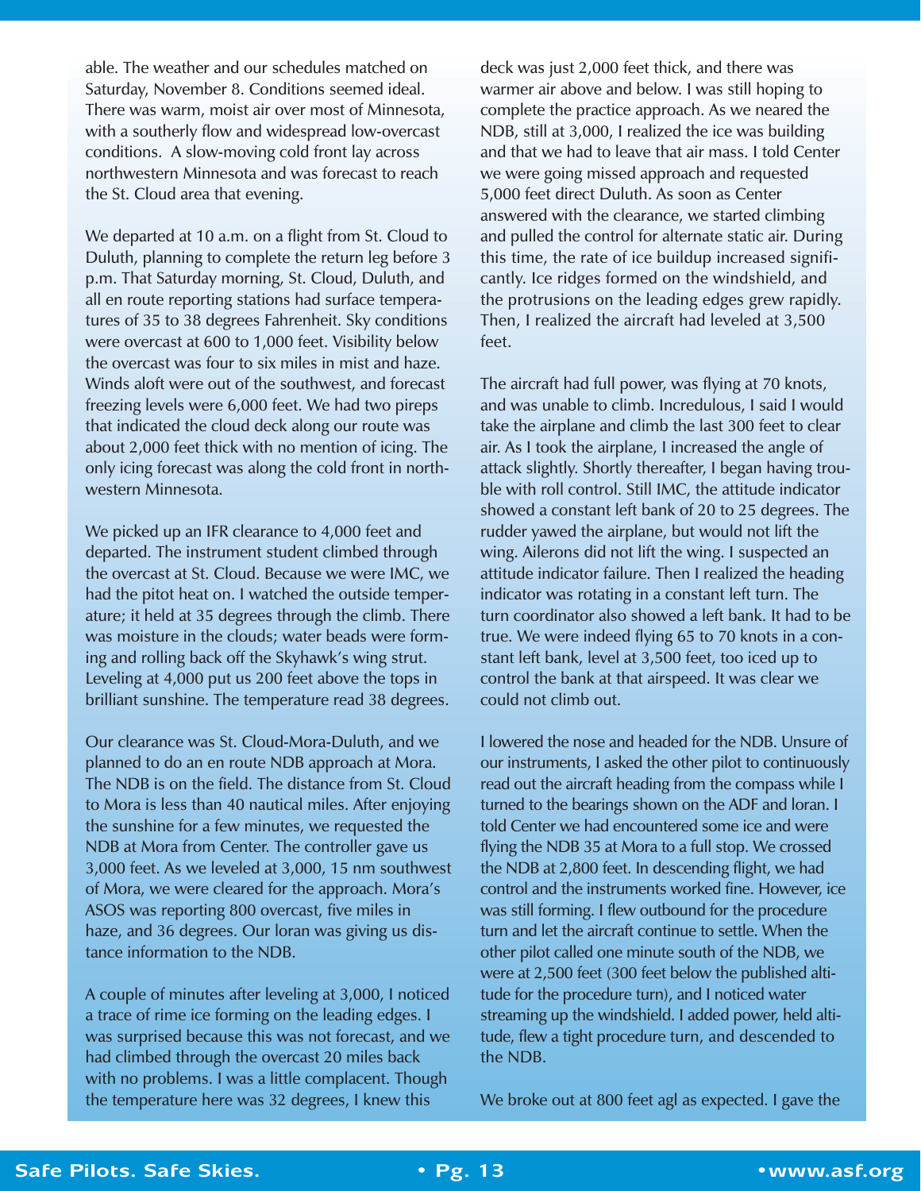able. The weather and our schedules matched on Saturday, November 8. Conditions seemed ideal. There was warm, moist air over most of Minnesota, with a southerly flow and widespread low-overcast conditions. A slow-moving cold front lay across northwestern Minnesota and was forecast to reach the St. Cloud area that evening.

We departed at 10 a.m. on a flight from St. Cloud to Duluth, planning to complete the return leg before 3 p.m. That Saturday morning, St. Cloud, Duluth, and all en route reporting stations had surface temperatures of 35 to 38 degrees Fahrenheit. Sky conditions were overcast at 600 to 1,000 feet. Visibility below the overcast was four to six miles in mist and haze. Winds aloft were out of the southwest, and forecast freezing levels were 6,000 feet. We had two pireps that indicated the cloud deck along our route was about 2,000 feet thick with no mention of icing. The only icing forecast was along the cold front in northwestern Minnesota.

We picked up an IFR clearance to 4,000 feet and departed. The instrument student climbed through the overcast at St. Cloud. Because we were IMC, we had the pitot heat on. I watched the outside temperature; it held at 35 degrees through the climb. There was moisture in the clouds; water beads were forming and rolling back off the Skyhawk's wing strut. Leveling at 4,000 put us 200 feet above the tops in brilliant sunshine. The temperature read 38 degrees.

Our clearance was St. Cloud-Mora-Duluth, and we planned to do an en route NDB approach at Mora. The NDB is on the field. The distance from St. Cloud to Mora is less than 40 nautical miles. After enjoying the sunshine for a few minutes, we requested the NDB at Mora from Center. The controller gave us 3,000 feet. As we leveled at 3,000, 15 nm southwest of Mora, we were cleared for the approach. Mora's ASOS was reporting 800 overcast, five miles in haze, and 36 degrees. Our loran was giving us distance information to the NDB.

A couple of minutes after leveling at 3,000, I noticed a trace of rime ice forming on the leading edges. I was surprised because this was not forecast, and we had climbed through the overcast 20 miles back with no problems. I was a little complacent. Though the temperature here was 32 degrees, I knew this deck was just 2,000 feet thick, and there was warmer air above and below. I was still hoping to complete the practice approach. As we neared the NDB, still at 3,000, I realized the ice was building and that we had to leave that air mass. I told Center we were going missed approach and requested 5,000 feet direct Duluth. As soon as Center answered with the clearance, we started climbing and pulled the control for alternate static air. During this time, the rate of ice buildup increased significantly. Ice ridges formed on the windshield, and the protrusions on the leading edges grew rapidly. Then, I realized the aircraft had leveled at 3,500 feet.

The aircraft had full power, was flying at 70 knots, and was unable to climb. Incredulous, I said I would take the airplane and climb the last 300 feet to clear air. As I took the airplane, I increased the angle of attack slightly. Shortly thereafter, I began having trouble with roll control. Still IMC, the attitude indicator showed a constant left bank of 20 to 25 degrees. The rudder yawed the airplane, but would not lift the wing. Ailerons did not lift the wing. I suspected an attitude indicator failure. Then I realized the heading indicator was rotating in a constant left turn. The turn coordinator also showed a left bank. It had to be true. We were indeed flying 65 to 70 knots in a constant left bank, level at 3,500 feet, too iced up to control the bank at that airspeed. It was clear we could not climb out.

I lowered the nose and headed for the NDB. Unsure of our instruments, I asked the other pilot to continuously read out the aircraft heading from the compass while I turned to the bearings shown on the ADF and loran. I told Center we had encountered some ice and were flying the NDB 35 at Mora to a full stop. We crossed the NDB at 2,800 feet. In descending flight, we had control and the instruments worked fine. However, ice was still forming. I flew outbound for the procedure turn and let the aircraft continue to settle. When the other pilot called one minute south of the NDB, we were at 2,500 feet (300 feet below the published altitude for the procedure turn), and I noticed water streaming up the windshield. I added power, held altitude, flew a tight procedure turn, and descended to the NDB.

We broke out at 800 feet agl as expected. I gave the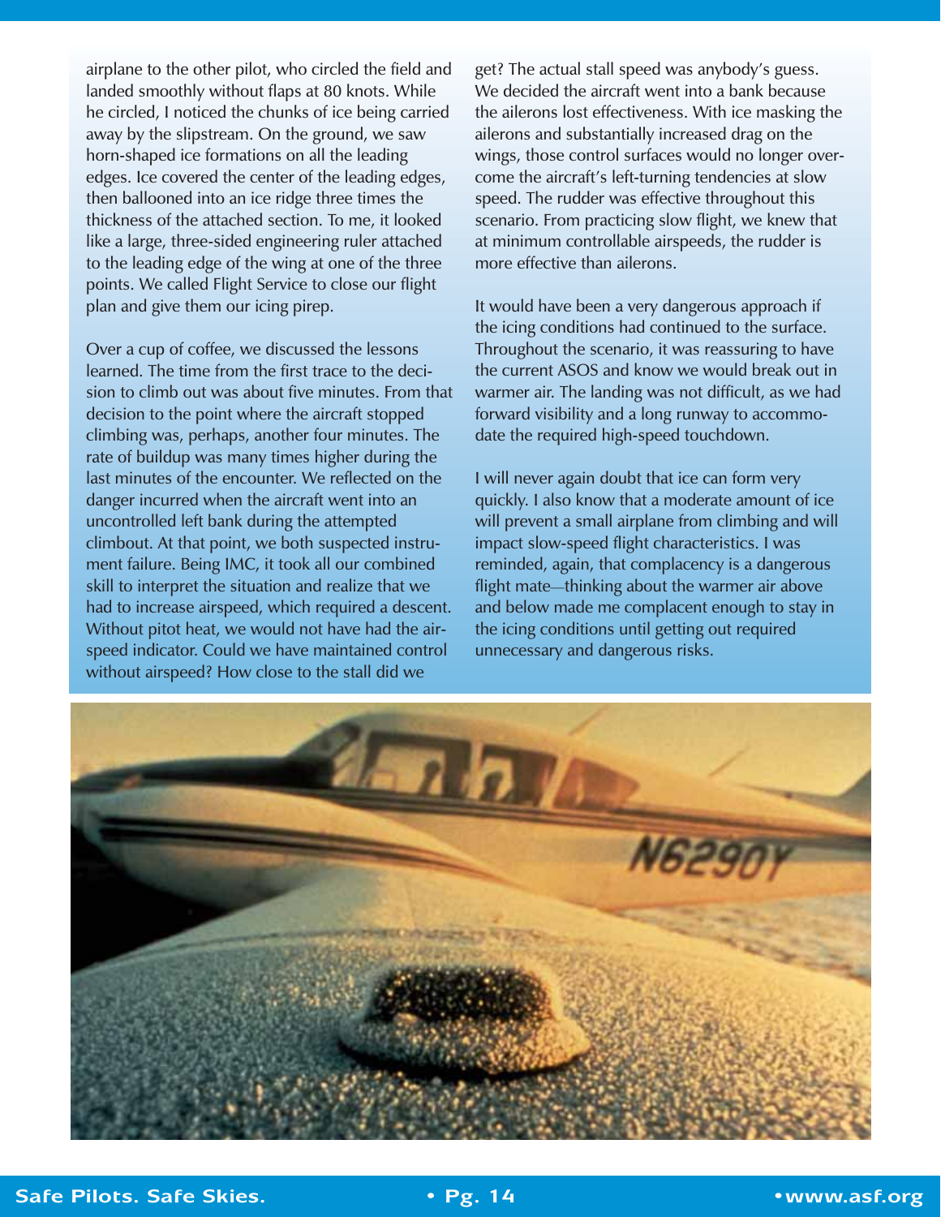airplane to the other pilot, who circled the field and landed smoothly without flaps at 80 knots. While he circled, I noticed the chunks of ice being carried away by the slipstream. On the ground, we saw horn-shaped ice formations on all the leading edges. Ice covered the center of the leading edges, then ballooned into an ice ridge three times the thickness of the attached section. To me, it looked like a large, three-sided engineering ruler attached to the leading edge of the wing at one of the three points. We called Flight Service to close our flight plan and give them our icing pirep.

Over a cup of coffee, we discussed the lessons learned. The time from the first trace to the decision to climb out was about five minutes. From that decision to the point where the aircraft stopped climbing was, perhaps, another four minutes. The rate of buildup was many times higher during the last minutes of the encounter. We reflected on the danger incurred when the aircraft went into an uncontrolled left bank during the attempted climbout. At that point, we both suspected instrument failure. Being IMC, it took all our combined skill to interpret the situation and realize that we had to increase airspeed, which required a descent. Without pitot heat, we would not have had the airspeed indicator. Could we have maintained control without airspeed? How close to the stall did we get? The actual stall speed was anybody's guess. We decided the aircraft went into a bank because the ailerons lost effectiveness. With ice masking the ailerons and substantially increased drag on the wings, those control surfaces would no longer overcome the aircraft's left-turning tendencies at slow speed. The rudder was effective throughout this scenario. From practicing slow flight, we knew that at minimum controllable airspeeds, the rudder is more effective than ailerons.

It would have been a very dangerous approach if the icing conditions had continued to the surface. Throughout the scenario, it was reassuring to have the current ASOS and know we would break out in warmer air. The landing was not difficult, as we had forward visibility and a long runway to accommodate the required high-speed touchdown.

I will never again doubt that ice can form very quickly. I also know that a moderate amount of ice will prevent a small airplane from climbing and will impact slow-speed flight characteristics. I was reminded, again, that complacency is a dangerous flight mate—thinking about the warmer air above and below made me complacent enough to stay in the icing conditions until getting out required unnecessary and dangerous risks.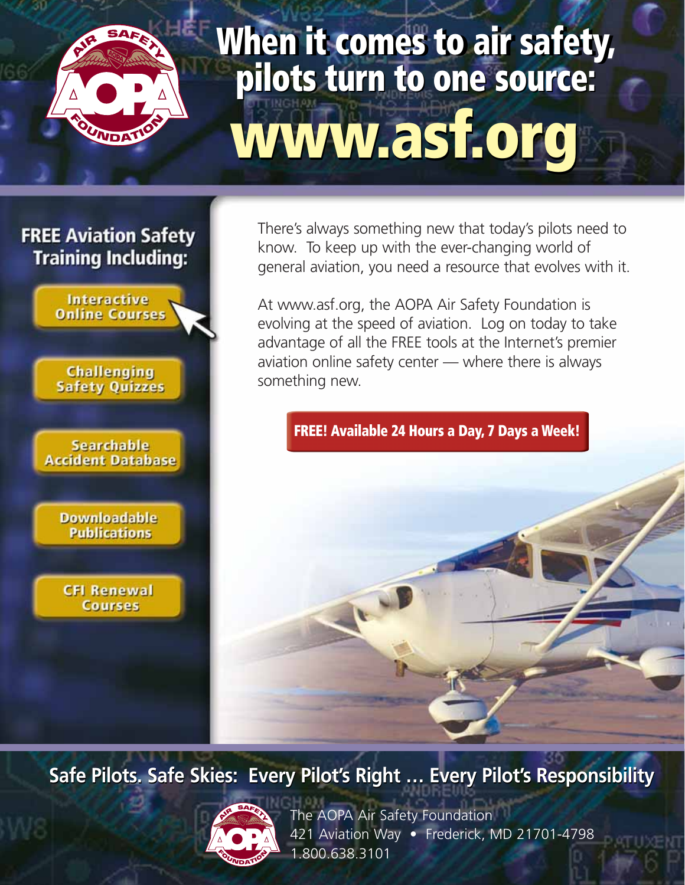# When it comes to air safety, pilots turn to one source: www.asf.org

## FREE Aviation Safety Training Including:

- Interactive Online Courses
- Challenging Safety Quizzes
- Searchable Accident Database
- Downloadable Publications
- CFI Renewal Courses

There's always something new that today's pilots need to know. To keep up with the ever-changing world of general aviation, you need a resource that evolves with it.

At www.asf.org, the AOPA Air Safety Foundation is evolving at the speed of aviation. Log on today to take advantage of all the FREE tools at the Internet's premier aviation online safety center — where there is always something new.

**FREE! Available 24 Hours a Day, 7 Days a Week!**

**Safe Pilots. Safe Skies: Every Pilot's Right … Every Pilot's Responsibility**

The AOPA Air Safety Foundation
421 Aviation Way • Frederick, MD 21701-4798
1.800.638.3101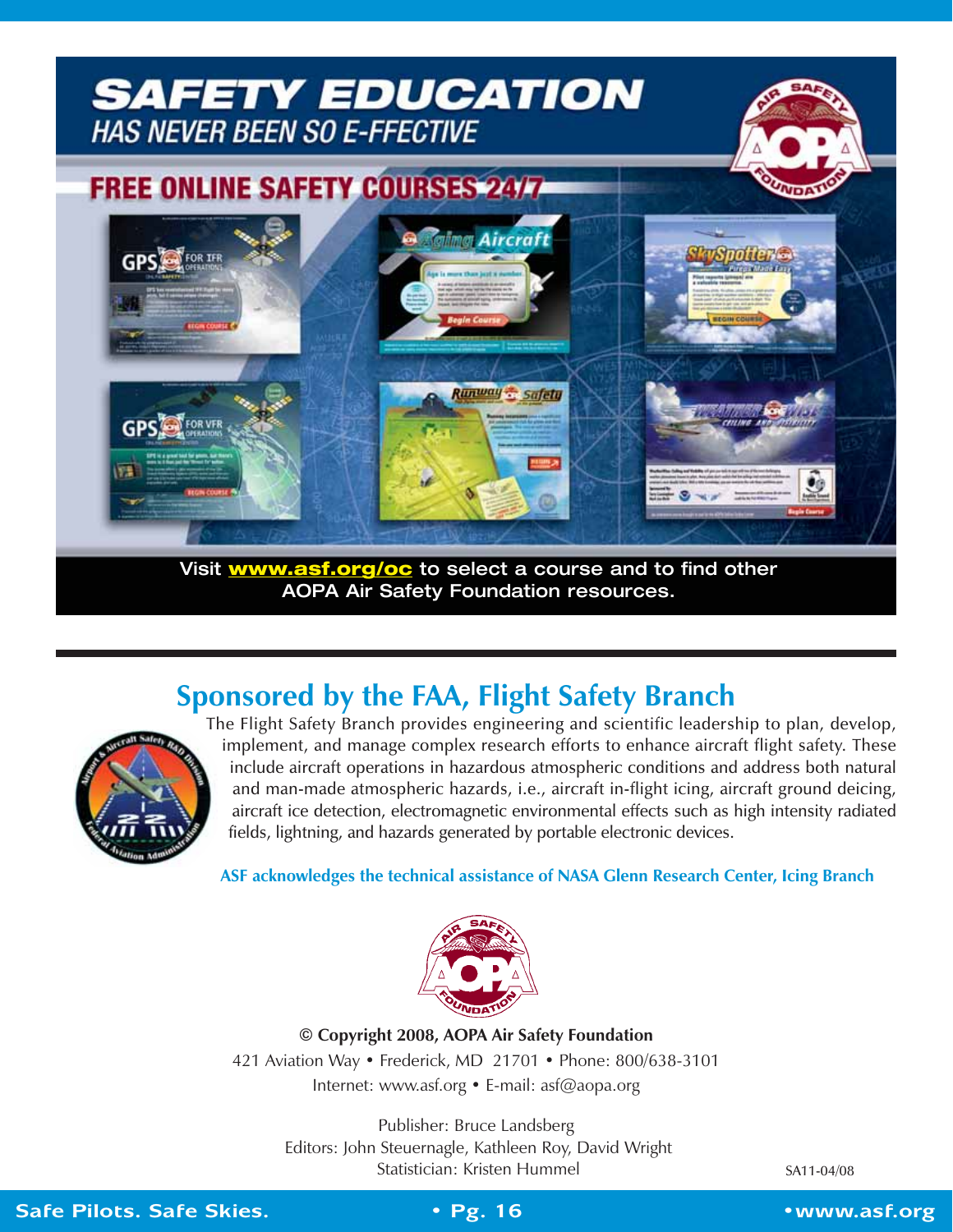# SAFETY EDUCATION

## HAS NEVER BEEN SO E-FFECTIVE

### FREE ONLINE SAFETY COURSES 24/7

Visit **www.asf.org/oc** to select a course and to find other AOPA Air Safety Foundation resources.

## Sponsored by the FAA, Flight Safety Branch

The Flight Safety Branch provides engineering and scientific leadership to plan, develop, implement, and manage complex research efforts to enhance aircraft flight safety. These include aircraft operations in hazardous atmospheric conditions and address both natural and man-made atmospheric hazards, i.e., aircraft in-flight icing, aircraft ground deicing, aircraft ice detection, electromagnetic environmental effects such as high intensity radiated fields, lightning, and hazards generated by portable electronic devices.

**ASF acknowledges the technical assistance of NASA Glenn Research Center, Icing Branch**

**© Copyright 2008, AOPA Air Safety Foundation**

421 Aviation Way • Frederick, MD 21701 • Phone: 800/638-3101

Internet: www.asf.org • E-mail: asf@aopa.org

Publisher: Bruce Landsberg

Editors: John Steuernagle, Kathleen Roy, David Wright

Statistician: Kristen Hummel

SA11-04/08